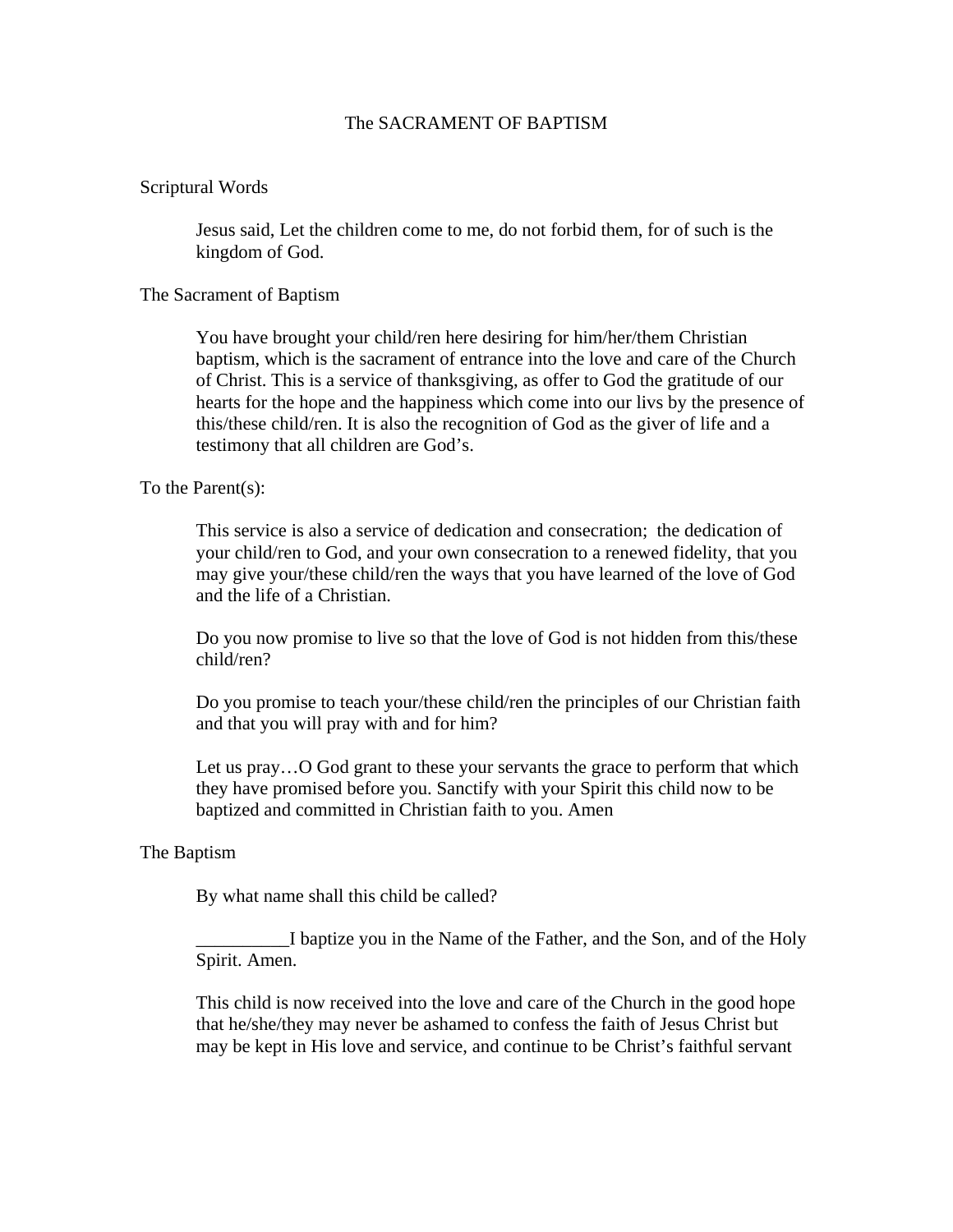# The SACRAMENT OF BAPTISM

## Scriptural Words

Jesus said, Let the children come to me, do not forbid them, for of such is the kingdom of God.

## The Sacrament of Baptism

You have brought your child/ren here desiring for him/her/them Christian baptism, which is the sacrament of entrance into the love and care of the Church of Christ. This is a service of thanksgiving, as offer to God the gratitude of our hearts for the hope and the happiness which come into our livs by the presence of this/these child/ren. It is also the recognition of God as the giver of life and a testimony that all children are God's.

## To the Parent(s):

This service is also a service of dedication and consecration;  the dedication of your child/ren to God, and your own consecration to a renewed fidelity, that you may give your/these child/ren the ways that you have learned of the love of God and the life of a Christian.

Do you now promise to live so that the love of God is not hidden from this/these child/ren?

Do you promise to teach your/these child/ren the principles of our Christian faith and that you will pray with and for him?

Let us pray…O God grant to these your servants the grace to perform that which they have promised before you. Sanctify with your Spirit this child now to be baptized and committed in Christian faith to you. Amen

## The Baptism

By what name shall this child be called?

__________I baptize you in the Name of the Father, and the Son, and of the Holy Spirit. Amen.

This child is now received into the love and care of the Church in the good hope that he/she/they may never be ashamed to confess the faith of Jesus Christ but may be kept in His love and service, and continue to be Christ's faithful servant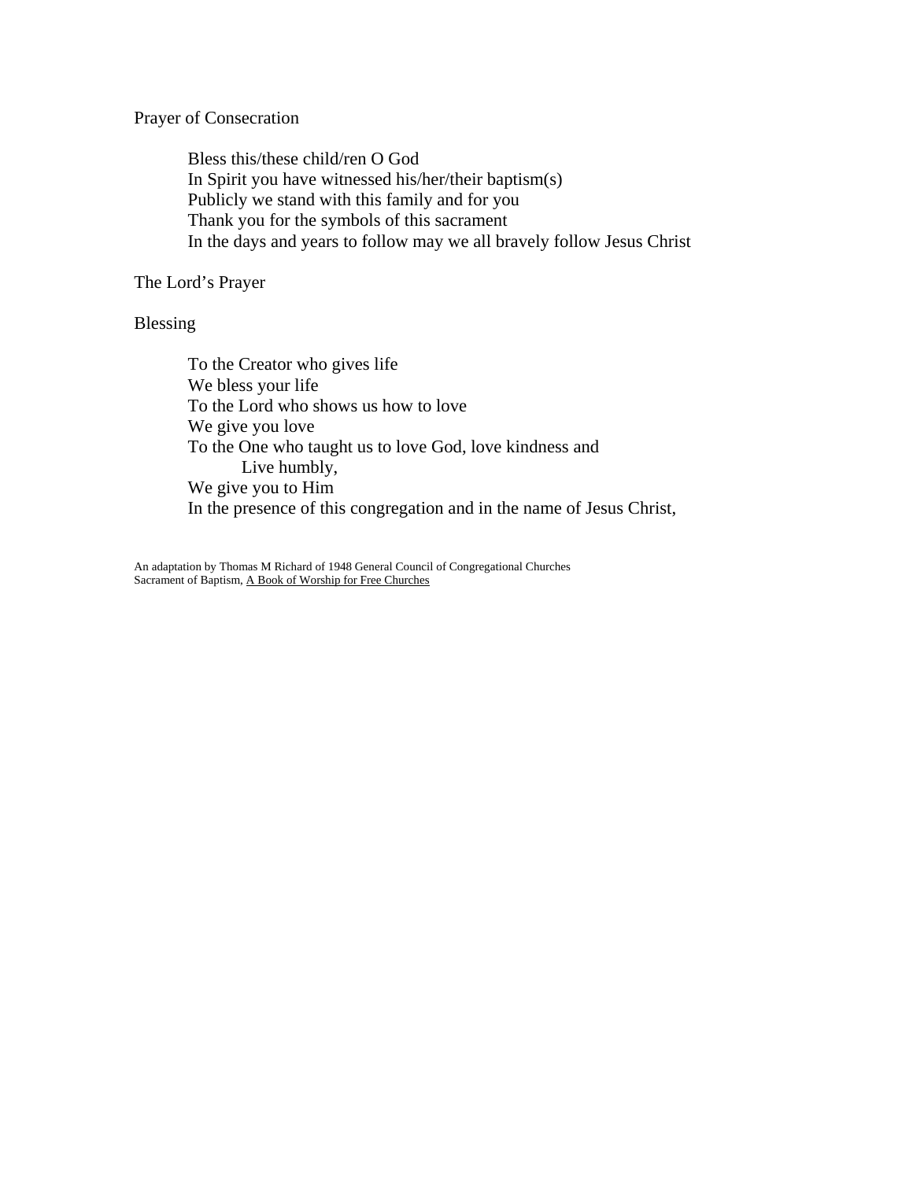Prayer of Consecration

Bless this/these child/ren O God
In Spirit you have witnessed his/her/their baptism(s)
Publicly we stand with this family and for you
Thank you for the symbols of this sacrament
In the days and years to follow may we all bravely follow Jesus Christ

The Lord's Prayer

Blessing

To the Creator who gives life
We bless your life
To the Lord who shows us how to love
We give you love
To the One who taught us to love God, love kindness and
    Live humbly,
We give you to Him
In the presence of this congregation and in the name of Jesus Christ,

An adaptation by Thomas M Richard of 1948 General Council of Congregational Churches
Sacrament of Baptism, A Book of Worship for Free Churches